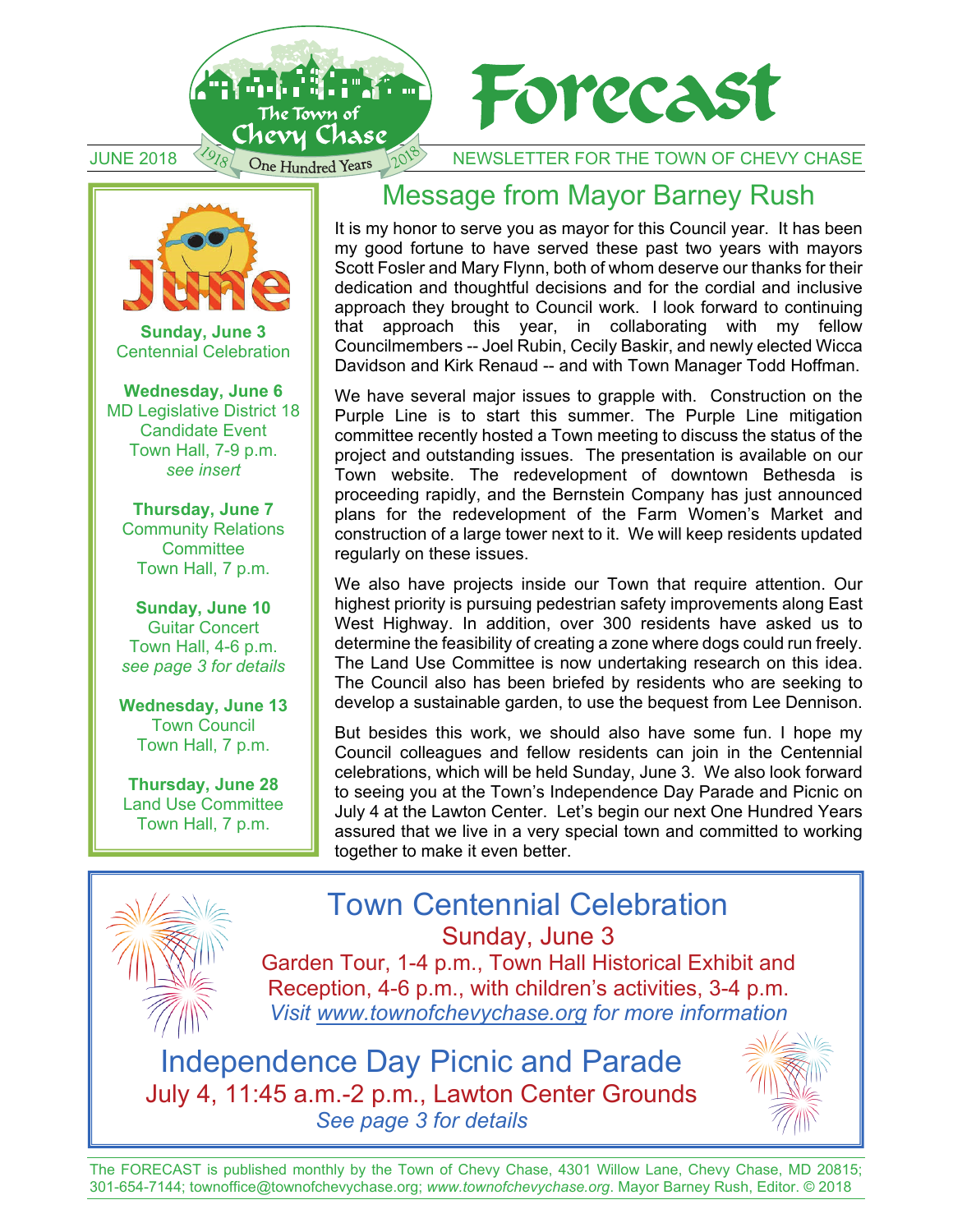# Forecast

JUNE 2018 — NEWSLETTER FOR THE TOWN OF CHEVY CHASE

The Town of Chevy Chase — 1918 One Hundred Years 2018

## Message from Mayor Barney Rush

It is my honor to serve you as mayor for this Council year. It has been my good fortune to have served these past two years with mayors Scott Fosler and Mary Flynn, both of whom deserve our thanks for their dedication and thoughtful decisions and for the cordial and inclusive approach they brought to Council work. I look forward to continuing that approach this year, in collaborating with my fellow Councilmembers -- Joel Rubin, Cecily Baskir, and newly elected Wicca Davidson and Kirk Renaud -- and with Town Manager Todd Hoffman.

We have several major issues to grapple with. Construction on the Purple Line is to start this summer. The Purple Line mitigation committee recently hosted a Town meeting to discuss the status of the project and outstanding issues. The presentation is available on our Town website. The redevelopment of downtown Bethesda is proceeding rapidly, and the Bernstein Company has just announced plans for the redevelopment of the Farm Women's Market and construction of a large tower next to it. We will keep residents updated regularly on these issues.

We also have projects inside our Town that require attention. Our highest priority is pursuing pedestrian safety improvements along East West Highway. In addition, over 300 residents have asked us to determine the feasibility of creating a zone where dogs could run freely. The Land Use Committee is now undertaking research on this idea. The Council also has been briefed by residents who are seeking to develop a sustainable garden, to use the bequest from Lee Dennison.

But besides this work, we should also have some fun. I hope my Council colleagues and fellow residents can join in the Centennial celebrations, which will be held Sunday, June 3. We also look forward to seeing you at the Town's Independence Day Parade and Picnic on July 4 at the Lawton Center. Let's begin our next One Hundred Years assured that we live in a very special town and committed to working together to make it even better.

## June

**Sunday, June 3**
Centennial Celebration

**Wednesday, June 6**
MD Legislative District 18 Candidate Event
Town Hall, 7-9 p.m.
*see insert*

**Thursday, June 7**
Community Relations Committee
Town Hall, 7 p.m.

**Sunday, June 10**
Guitar Concert
Town Hall, 4-6 p.m.
*see page 3 for details*

**Wednesday, June 13**
Town Council
Town Hall, 7 p.m.

**Thursday, June 28**
Land Use Committee
Town Hall, 7 p.m.

## Town Centennial Celebration

Sunday, June 3

Garden Tour, 1-4 p.m., Town Hall Historical Exhibit and Reception, 4-6 p.m., with children's activities, 3-4 p.m.

*Visit www.townofchevychase.org for more information*

## Independence Day Picnic and Parade

July 4, 11:45 a.m.-2 p.m., Lawton Center Grounds

*See page 3 for details*

The FORECAST is published monthly by the Town of Chevy Chase, 4301 Willow Lane, Chevy Chase, MD 20815; 301-654-7144; townoffice@townofchevychase.org; *www.townofchevychase.org*. Mayor Barney Rush, Editor. © 2018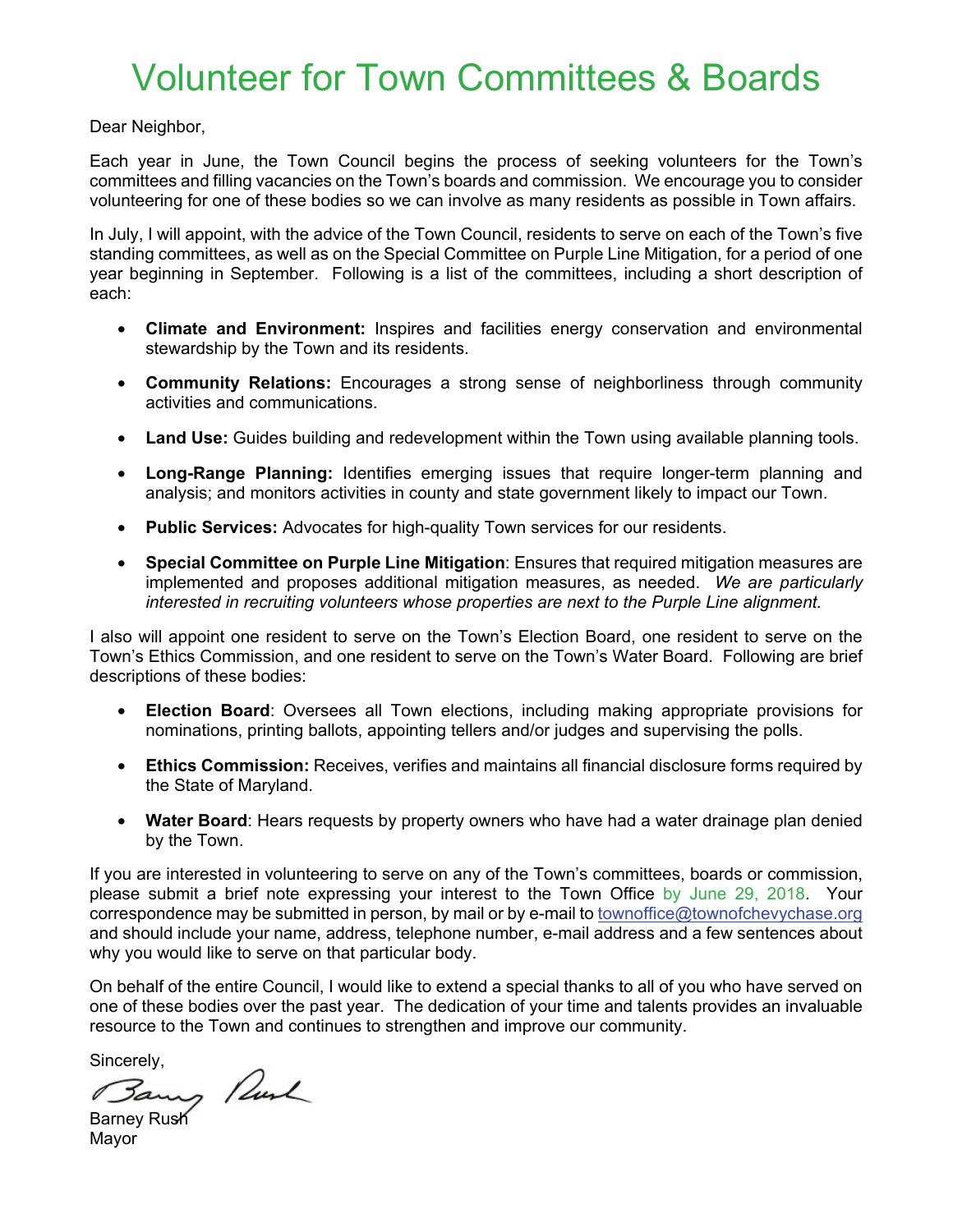# Volunteer for Town Committees & Boards

Dear Neighbor,

Each year in June, the Town Council begins the process of seeking volunteers for the Town's committees and filling vacancies on the Town's boards and commission. We encourage you to consider volunteering for one of these bodies so we can involve as many residents as possible in Town affairs.

In July, I will appoint, with the advice of the Town Council, residents to serve on each of the Town's five standing committees, as well as on the Special Committee on Purple Line Mitigation, for a period of one year beginning in September. Following is a list of the committees, including a short description of each:

- **Climate and Environment:** Inspires and facilities energy conservation and environmental stewardship by the Town and its residents.
- **Community Relations:** Encourages a strong sense of neighborliness through community activities and communications.
- **Land Use:** Guides building and redevelopment within the Town using available planning tools.
- **Long-Range Planning:** Identifies emerging issues that require longer-term planning and analysis; and monitors activities in county and state government likely to impact our Town.
- **Public Services:** Advocates for high-quality Town services for our residents.
- **Special Committee on Purple Line Mitigation**: Ensures that required mitigation measures are implemented and proposes additional mitigation measures, as needed. *We are particularly interested in recruiting volunteers whose properties are next to the Purple Line alignment.*

I also will appoint one resident to serve on the Town's Election Board, one resident to serve on the Town's Ethics Commission, and one resident to serve on the Town's Water Board. Following are brief descriptions of these bodies:

- **Election Board**: Oversees all Town elections, including making appropriate provisions for nominations, printing ballots, appointing tellers and/or judges and supervising the polls.
- **Ethics Commission:** Receives, verifies and maintains all financial disclosure forms required by the State of Maryland.
- **Water Board**: Hears requests by property owners who have had a water drainage plan denied by the Town.

If you are interested in volunteering to serve on any of the Town's committees, boards or commission, please submit a brief note expressing your interest to the Town Office by June 29, 2018. Your correspondence may be submitted in person, by mail or by e-mail to townoffice@townofchevychase.org and should include your name, address, telephone number, e-mail address and a few sentences about why you would like to serve on that particular body.

On behalf of the entire Council, I would like to extend a special thanks to all of you who have served on one of these bodies over the past year. The dedication of your time and talents provides an invaluable resource to the Town and continues to strengthen and improve our community.

Sincerely,

Barney Rush
Mayor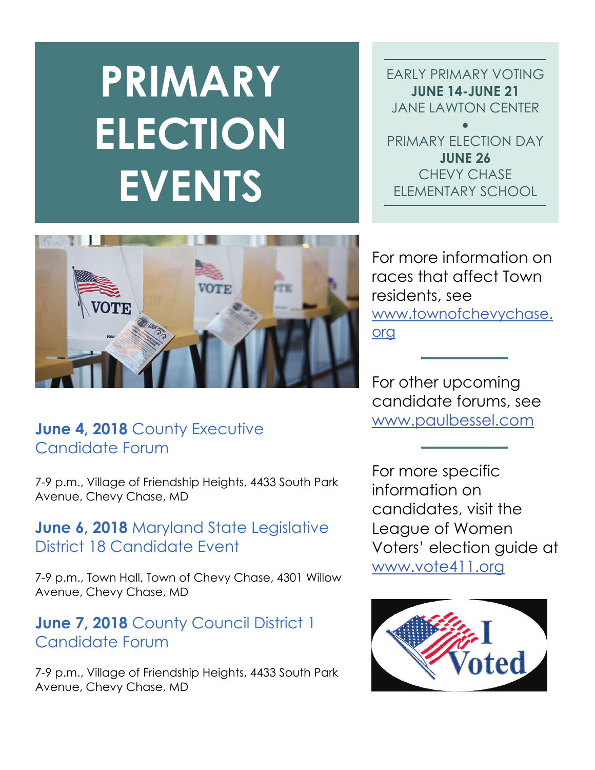# PRIMARY ELECTION EVENTS

EARLY PRIMARY VOTING
**JUNE 14-JUNE 21**
JANE LAWTON CENTER

•

PRIMARY ELECTION DAY
**JUNE 26**
CHEVY CHASE ELEMENTARY SCHOOL

### **June 4, 2018** County Executive Candidate Forum

7-9 p.m., Village of Friendship Heights, 4433 South Park Avenue, Chevy Chase, MD

### **June 6, 2018** Maryland State Legislative District 18 Candidate Event

7-9 p.m., Town Hall, Town of Chevy Chase, 4301 Willow Avenue, Chevy Chase, MD

### **June 7, 2018** County Council District 1 Candidate Forum

7-9 p.m., Village of Friendship Heights, 4433 South Park Avenue, Chevy Chase, MD

For more information on races that affect Town residents, see www.townofchevychase.org

For other upcoming candidate forums, see www.paulbessel.com

For more specific information on candidates, visit the League of Women Voters' election guide at www.vote411.org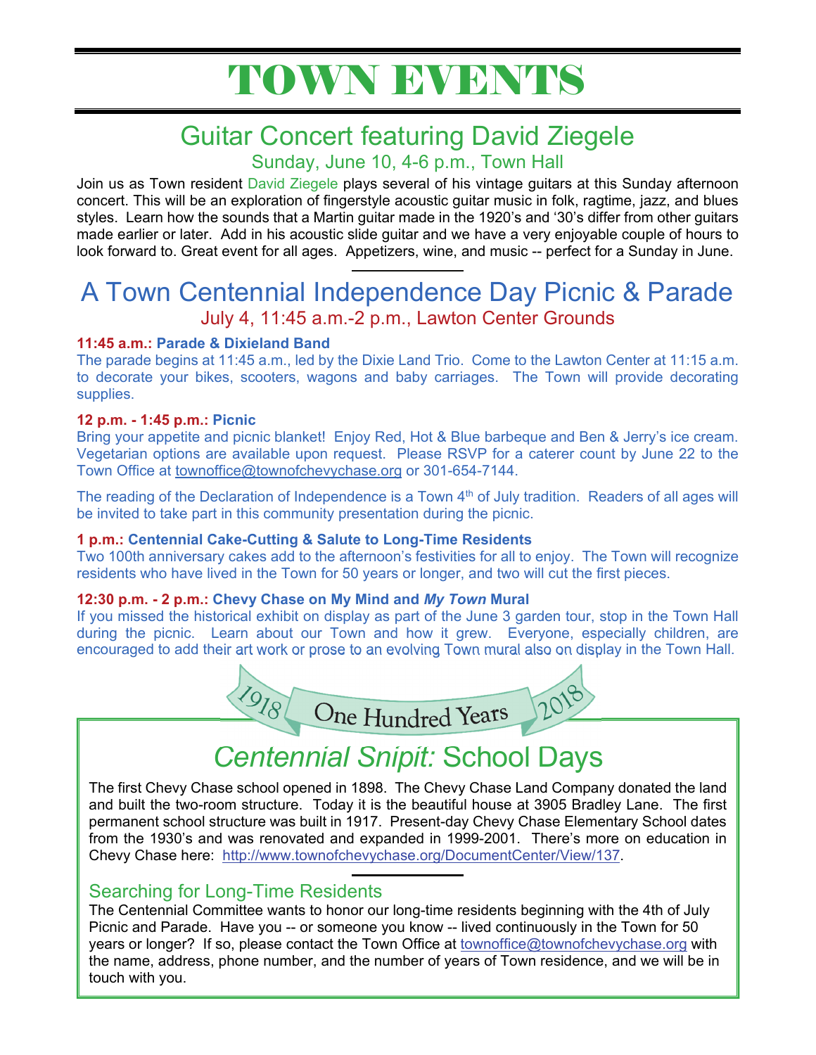# TOWN EVENTS

## Guitar Concert featuring David Ziegele

Sunday, June 10, 4-6 p.m., Town Hall

Join us as Town resident David Ziegele plays several of his vintage guitars at this Sunday afternoon concert. This will be an exploration of fingerstyle acoustic guitar music in folk, ragtime, jazz, and blues styles. Learn how the sounds that a Martin guitar made in the 1920's and '30's differ from other guitars made earlier or later. Add in his acoustic slide guitar and we have a very enjoyable couple of hours to look forward to. Great event for all ages. Appetizers, wine, and music -- perfect for a Sunday in June.

---

## A Town Centennial Independence Day Picnic & Parade

July 4, 11:45 a.m.-2 p.m., Lawton Center Grounds

**11:45 a.m.: Parade & Dixieland Band**

The parade begins at 11:45 a.m., led by the Dixie Land Trio. Come to the Lawton Center at 11:15 a.m. to decorate your bikes, scooters, wagons and baby carriages. The Town will provide decorating supplies.

**12 p.m. - 1:45 p.m.: Picnic**

Bring your appetite and picnic blanket! Enjoy Red, Hot & Blue barbeque and Ben & Jerry's ice cream. Vegetarian options are available upon request. Please RSVP for a caterer count by June 22 to the Town Office at townoffice@townofchevychase.org or 301-654-7144.

The reading of the Declaration of Independence is a Town 4th of July tradition. Readers of all ages will be invited to take part in this community presentation during the picnic.

**1 p.m.: Centennial Cake-Cutting & Salute to Long-Time Residents**

Two 100th anniversary cakes add to the afternoon's festivities for all to enjoy. The Town will recognize residents who have lived in the Town for 50 years or longer, and two will cut the first pieces.

**12:30 p.m. - 2 p.m.: Chevy Chase on My Mind and *My Town* Mural**

If you missed the historical exhibit on display as part of the June 3 garden tour, stop in the Town Hall during the picnic. Learn about our Town and how it grew. Everyone, especially children, are encouraged to add their art work or prose to an evolving Town mural also on display in the Town Hall.

1918 One Hundred Years 2018

## *Centennial Snipit:* School Days

The first Chevy Chase school opened in 1898. The Chevy Chase Land Company donated the land and built the two-room structure. Today it is the beautiful house at 3905 Bradley Lane. The first permanent school structure was built in 1917. Present-day Chevy Chase Elementary School dates from the 1930's and was renovated and expanded in 1999-2001. There's more on education in Chevy Chase here: http://www.townofchevychase.org/DocumentCenter/View/137.

---

### Searching for Long-Time Residents

The Centennial Committee wants to honor our long-time residents beginning with the 4th of July Picnic and Parade. Have you -- or someone you know -- lived continuously in the Town for 50 years or longer? If so, please contact the Town Office at townoffice@townofchevychase.org with the name, address, phone number, and the number of years of Town residence, and we will be in touch with you.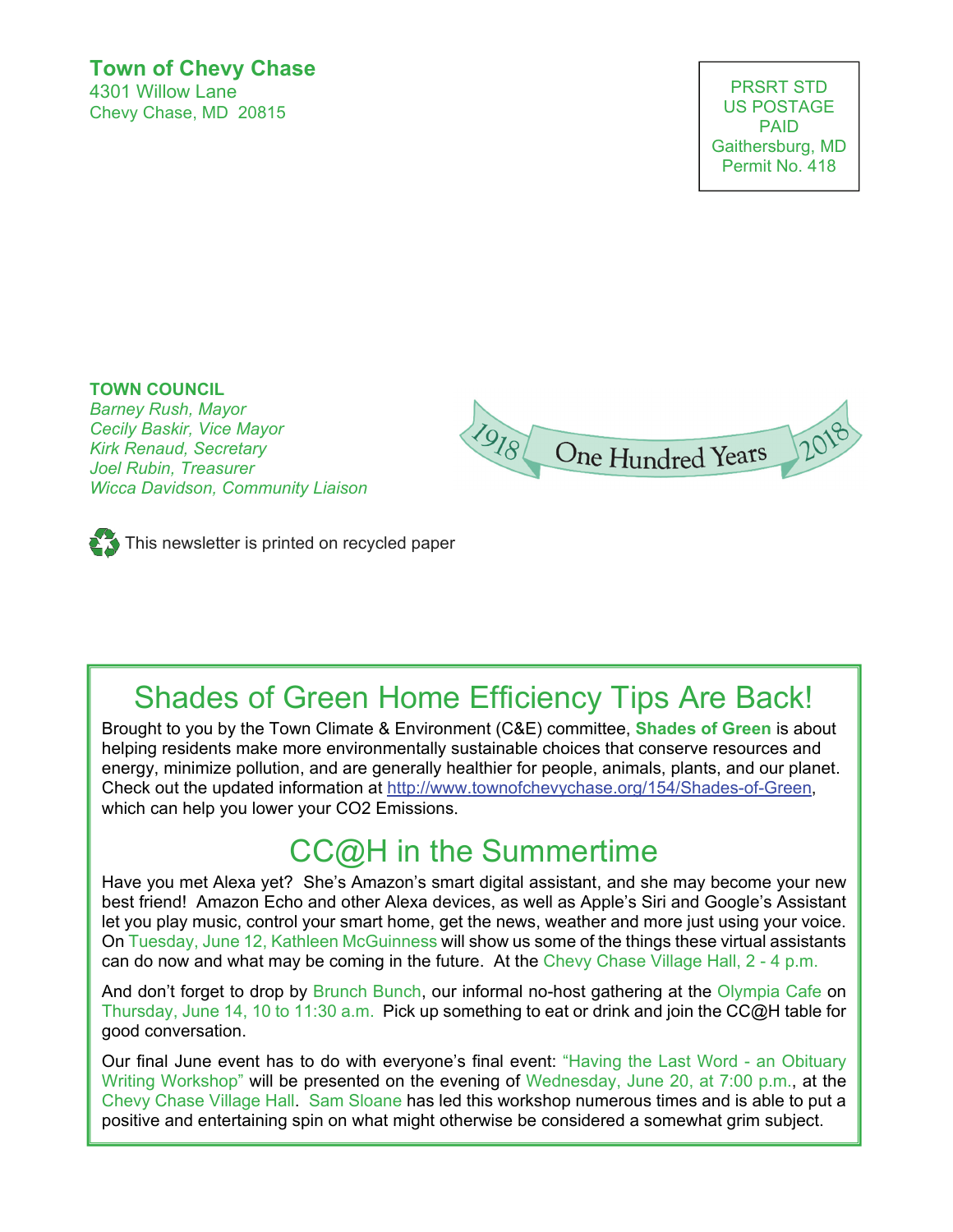**Town of Chevy Chase**
4301 Willow Lane
Chevy Chase, MD 20815

PRSRT STD
US POSTAGE
PAID
Gaithersburg, MD
Permit No. 418

**TOWN COUNCIL**
*Barney Rush, Mayor*
*Cecily Baskir, Vice Mayor*
*Kirk Renaud, Secretary*
*Joel Rubin, Treasurer*
*Wicca Davidson, Community Liaison*

1918 One Hundred Years 2018

This newsletter is printed on recycled paper

# Shades of Green Home Efficiency Tips Are Back!

Brought to you by the Town Climate & Environment (C&E) committee, **Shades of Green** is about helping residents make more environmentally sustainable choices that conserve resources and energy, minimize pollution, and are generally healthier for people, animals, plants, and our planet. Check out the updated information at http://www.townofchevychase.org/154/Shades-of-Green, which can help you lower your $CO_2$ Emissions.

# CC@H in the Summertime

Have you met Alexa yet? She's Amazon's smart digital assistant, and she may become your new best friend! Amazon Echo and other Alexa devices, as well as Apple's Siri and Google's Assistant let you play music, control your smart home, get the news, weather and more just using your voice. On Tuesday, June 12, Kathleen McGuinness will show us some of the things these virtual assistants can do now and what may be coming in the future. At the Chevy Chase Village Hall, 2 - 4 p.m.

And don't forget to drop by Brunch Bunch, our informal no-host gathering at the Olympia Cafe on Thursday, June 14, 10 to 11:30 a.m. Pick up something to eat or drink and join the CC@H table for good conversation.

Our final June event has to do with everyone's final event: "Having the Last Word - an Obituary Writing Workshop" will be presented on the evening of Wednesday, June 20, at 7:00 p.m., at the Chevy Chase Village Hall. Sam Sloane has led this workshop numerous times and is able to put a positive and entertaining spin on what might otherwise be considered a somewhat grim subject.